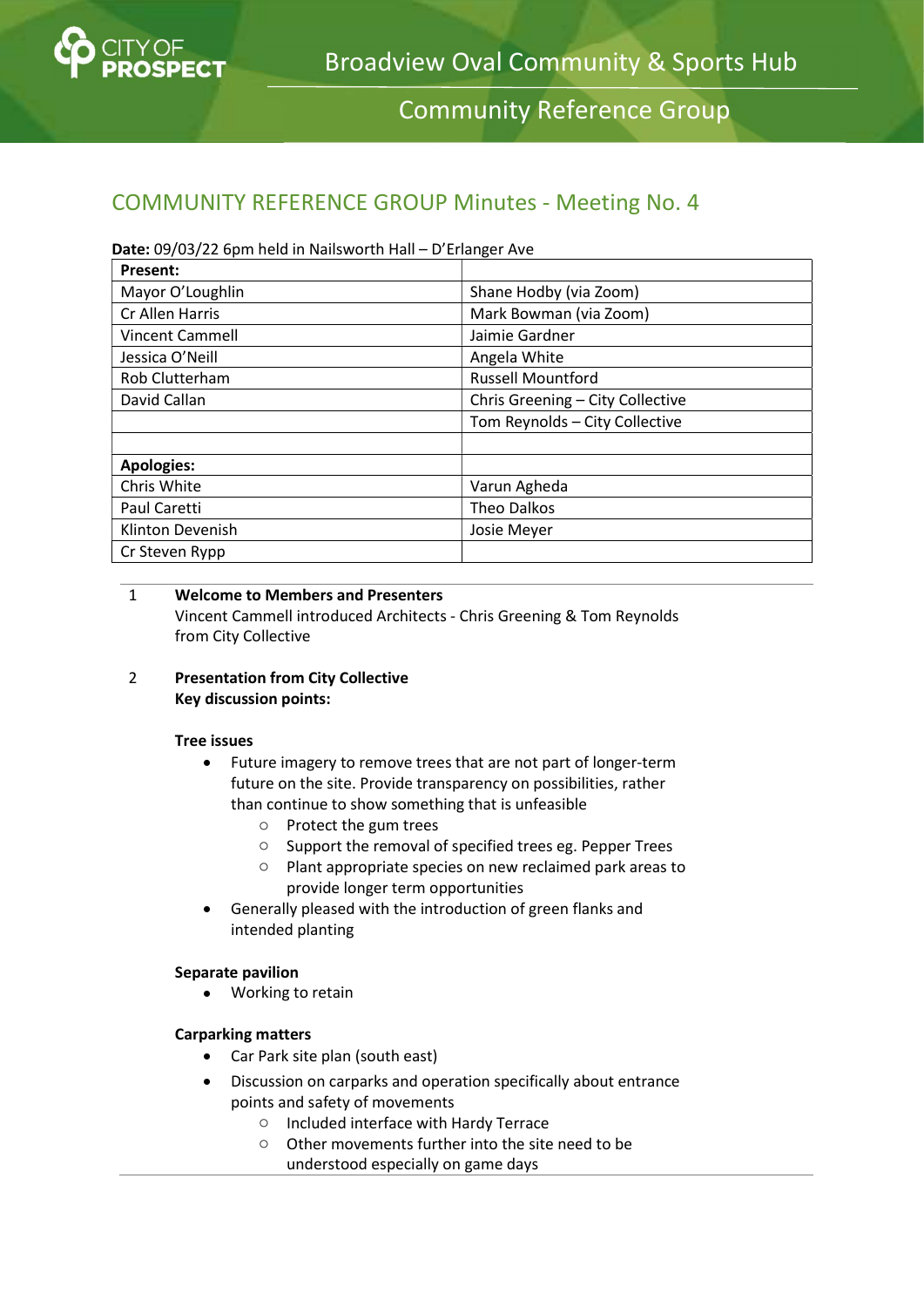# Broadview Oval Community & Sports Hub

## Community Reference Group

## COMMUNITY REFERENCE GROUP Minutes - Meeting No. 4

**Date:** 09/03/22 6pm held in Nailsworth Hall – D'Erlanger Ave

| **Present:** | |
|---|---|
| Mayor O'Loughlin | Shane Hodby (via Zoom) |
| Cr Allen Harris | Mark Bowman (via Zoom) |
| Vincent Cammell | Jaimie Gardner |
| Jessica O'Neill | Angela White |
| Rob Clutterham | Russell Mountford |
| David Callan | Chris Greening – City Collective |
| | Tom Reynolds – City Collective |
| | |
| **Apologies:** | |
| Chris White | Varun Agheda |
| Paul Caretti | Theo Dalkos |
| Klinton Devenish | Josie Meyer |
| Cr Steven Rypp | |

1 **Welcome to Members and Presenters**
Vincent Cammell introduced Architects - Chris Greening & Tom Reynolds from City Collective

2 **Presentation from City Collective**
**Key discussion points:**

**Tree issues**

- Future imagery to remove trees that are not part of longer-term future on the site. Provide transparency on possibilities, rather than continue to show something that is unfeasible
    - Protect the gum trees
    - Support the removal of specified trees eg. Pepper Trees
    - Plant appropriate species on new reclaimed park areas to provide longer term opportunities
- Generally pleased with the introduction of green flanks and intended planting

**Separate pavilion**

- Working to retain

**Carparking matters**

- Car Park site plan (south east)
- Discussion on carparks and operation specifically about entrance points and safety of movements
    - Included interface with Hardy Terrace
    - Other movements further into the site need to be understood especially on game days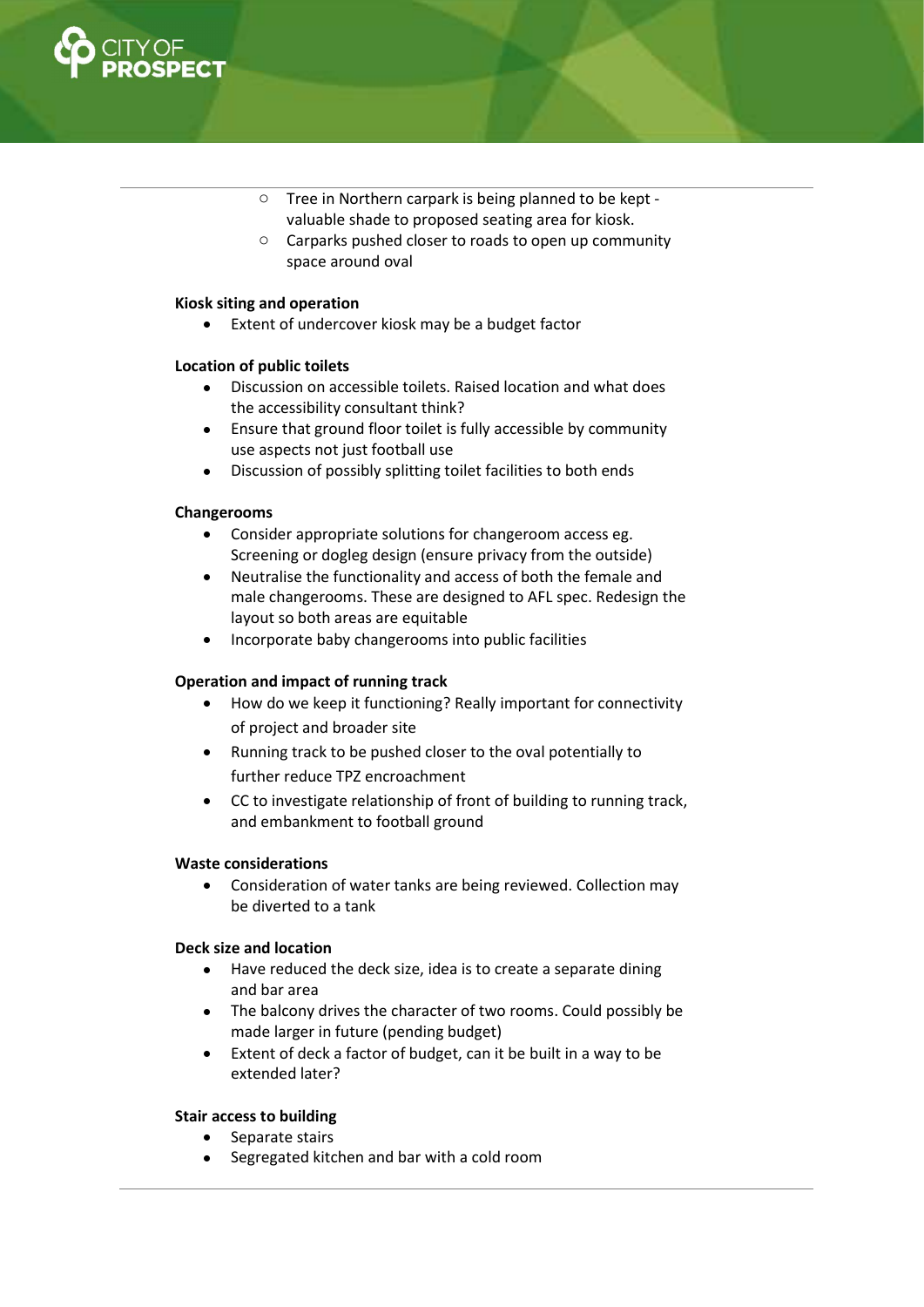- Tree in Northern carpark is being planned to be kept - valuable shade to proposed seating area for kiosk.
    - Carparks pushed closer to roads to open up community space around oval

**Kiosk siting and operation**

- Extent of undercover kiosk may be a budget factor

**Location of public toilets**

- Discussion on accessible toilets. Raised location and what does the accessibility consultant think?
- Ensure that ground floor toilet is fully accessible by community use aspects not just football use
- Discussion of possibly splitting toilet facilities to both ends

**Changerooms**

- Consider appropriate solutions for changeroom access eg. Screening or dogleg design (ensure privacy from the outside)
- Neutralise the functionality and access of both the female and male changerooms. These are designed to AFL spec. Redesign the layout so both areas are equitable
- Incorporate baby changerooms into public facilities

**Operation and impact of running track**

- How do we keep it functioning? Really important for connectivity of project and broader site
- Running track to be pushed closer to the oval potentially to further reduce TPZ encroachment
- CC to investigate relationship of front of building to running track, and embankment to football ground

**Waste considerations**

- Consideration of water tanks are being reviewed. Collection may be diverted to a tank

**Deck size and location**

- Have reduced the deck size, idea is to create a separate dining and bar area
- The balcony drives the character of two rooms. Could possibly be made larger in future (pending budget)
- Extent of deck a factor of budget, can it be built in a way to be extended later?

**Stair access to building**

- Separate stairs
- Segregated kitchen and bar with a cold room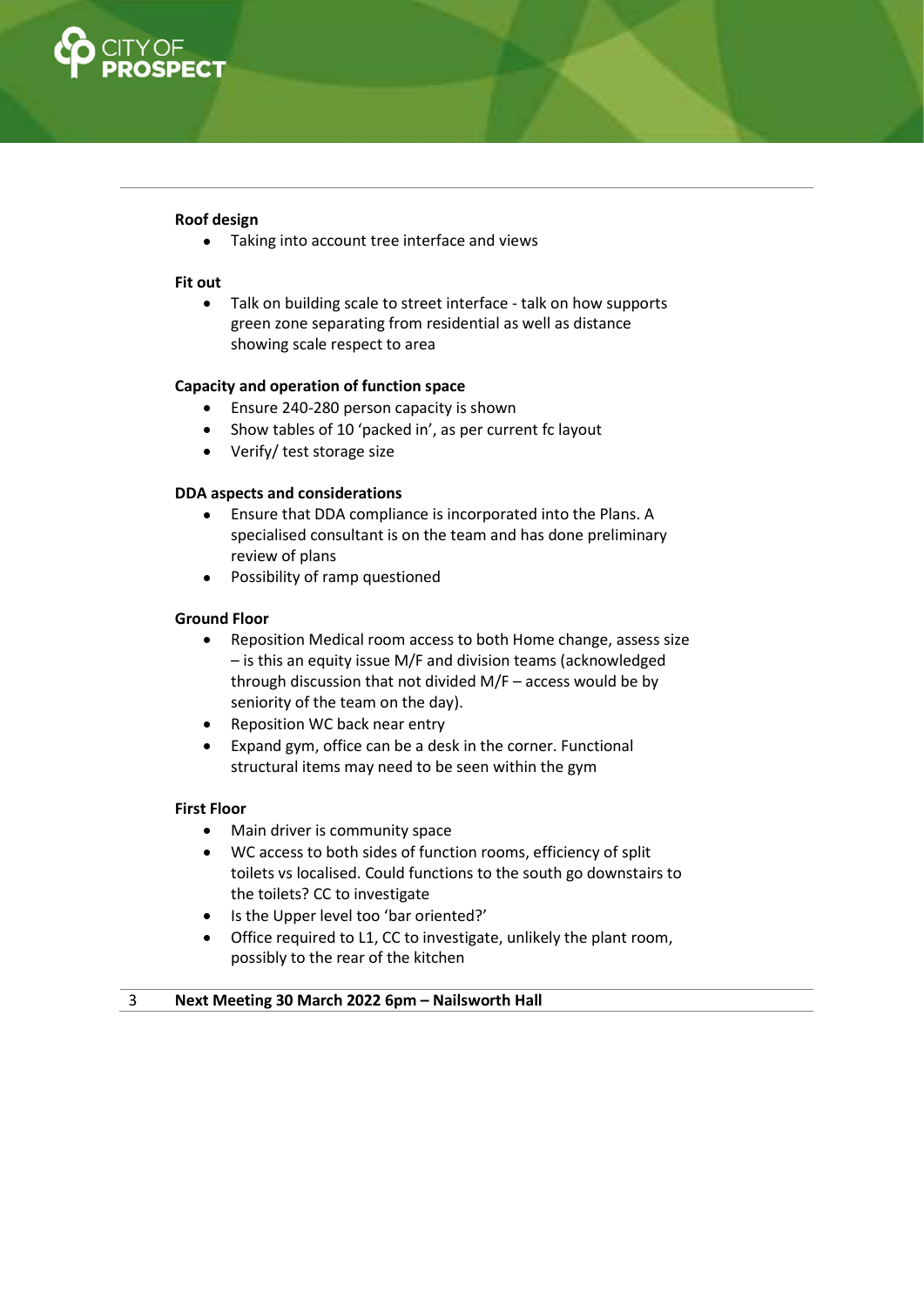**Roof design**

- Taking into account tree interface and views

**Fit out**

- Talk on building scale to street interface - talk on how supports green zone separating from residential as well as distance showing scale respect to area

**Capacity and operation of function space**

- Ensure 240-280 person capacity is shown
- Show tables of 10 'packed in', as per current fc layout
- Verify/ test storage size

**DDA aspects and considerations**

- Ensure that DDA compliance is incorporated into the Plans. A specialised consultant is on the team and has done preliminary review of plans
- Possibility of ramp questioned

**Ground Floor**

- Reposition Medical room access to both Home change, assess size – is this an equity issue M/F and division teams (acknowledged through discussion that not divided M/F – access would be by seniority of the team on the day).
- Reposition WC back near entry
- Expand gym, office can be a desk in the corner. Functional structural items may need to be seen within the gym

**First Floor**

- Main driver is community space
- WC access to both sides of function rooms, efficiency of split toilets vs localised. Could functions to the south go downstairs to the toilets? CC to investigate
- Is the Upper level too 'bar oriented?'
- Office required to L1, CC to investigate, unlikely the plant room, possibly to the rear of the kitchen

3 **Next Meeting 30 March 2022 6pm – Nailsworth Hall**